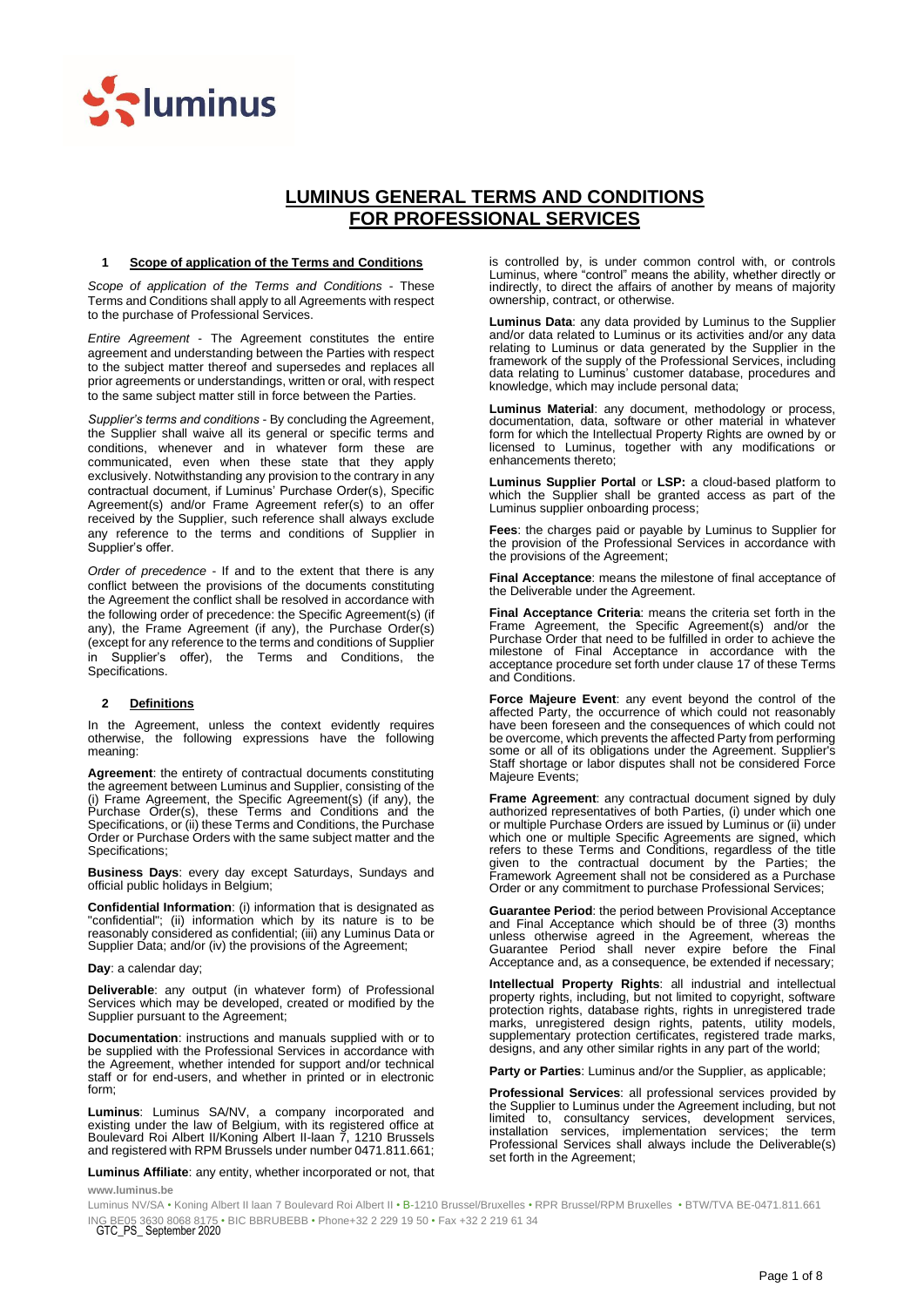# LUMINUS GENERAL TERMS AND CONDITIONS FOR PROFESSIONAL SERVICES

## 1 Scope of application of the Terms and Conditions

*Scope of application of the Terms and Conditions* - These Terms and Conditions shall apply to all Agreements with respect to the purchase of Professional Services.

*Entire Agreement* - The Agreement constitutes the entire agreement and understanding between the Parties with respect to the subject matter thereof and supersedes and replaces all prior agreements or understandings, written or oral, with respect to the same subject matter still in force between the Parties.

*Supplier's terms and conditions* - By concluding the Agreement, the Supplier shall waive all its general or specific terms and conditions, whenever and in whatever form these are communicated, even when these state that they apply exclusively. Notwithstanding any provision to the contrary in any contractual document, if Luminus' Purchase Order(s), Specific Agreement(s) and/or Frame Agreement refer(s) to an offer received by the Supplier, such reference shall always exclude any reference to the terms and conditions of Supplier in Supplier's offer.

*Order of precedence* - If and to the extent that there is any conflict between the provisions of the documents constituting the Agreement the conflict shall be resolved in accordance with the following order of precedence: the Specific Agreement(s) (if any), the Frame Agreement (if any), the Purchase Order(s) (except for any reference to the terms and conditions of Supplier in Supplier's offer), the Terms and Conditions, the Specifications.

## 2 Definitions

In the Agreement, unless the context evidently requires otherwise, the following expressions have the following meaning:

**Agreement**: the entirety of contractual documents constituting the agreement between Luminus and Supplier, consisting of the (i) Frame Agreement, the Specific Agreement(s) (if any), the Purchase Order(s), these Terms and Conditions and the Specifications, or (ii) these Terms and Conditions, the Purchase Order or Purchase Orders with the same subject matter and the Specifications;

**Business Days**: every day except Saturdays, Sundays and official public holidays in Belgium;

**Confidential Information**: (i) information that is designated as "confidential"; (ii) information which by its nature is to be reasonably considered as confidential; (iii) any Luminus Data or Supplier Data; and/or (iv) the provisions of the Agreement;

**Day**: a calendar day;

**Deliverable**: any output (in whatever form) of Professional Services which may be developed, created or modified by the Supplier pursuant to the Agreement;

**Documentation**: instructions and manuals supplied with or to be supplied with the Professional Services in accordance with the Agreement, whether intended for support and/or technical staff or for end-users, and whether in printed or in electronic form;

**Luminus**: Luminus SA/NV, a company incorporated and existing under the law of Belgium, with its registered office at Boulevard Roi Albert II/Koning Albert II-laan 7, 1210 Brussels and registered with RPM Brussels under number 0471.811.661;

**Luminus Affiliate**: any entity, whether incorporated or not, that is controlled by, is under common control with, or controls Luminus, where "control" means the ability, whether directly or indirectly, to direct the affairs of another by means of majority ownership, contract, or otherwise.

**Luminus Data**: any data provided by Luminus to the Supplier and/or data related to Luminus or its activities and/or any data relating to Luminus or data generated by the Supplier in the framework of the supply of the Professional Services, including data relating to Luminus' customer database, procedures and knowledge, which may include personal data;

**Luminus Material**: any document, methodology or process, documentation, data, software or other material in whatever form for which the Intellectual Property Rights are owned by or licensed to Luminus, together with any modifications or enhancements thereto;

**Luminus Supplier Portal** or **LSP:** a cloud-based platform to which the Supplier shall be granted access as part of the Luminus supplier onboarding process;

**Fees**: the charges paid or payable by Luminus to Supplier for the provision of the Professional Services in accordance with the provisions of the Agreement;

**Final Acceptance**: means the milestone of final acceptance of the Deliverable under the Agreement.

**Final Acceptance Criteria**: means the criteria set forth in the Frame Agreement, the Specific Agreement(s) and/or the Purchase Order that need to be fulfilled in order to achieve the milestone of Final Acceptance in accordance with the acceptance procedure set forth under clause 17 of these Terms and Conditions.

**Force Majeure Event**: any event beyond the control of the affected Party, the occurrence of which could not reasonably have been foreseen and the consequences of which could not be overcome, which prevents the affected Party from performing some or all of its obligations under the Agreement. Supplier's Staff shortage or labor disputes shall not be considered Force Majeure Events;

**Frame Agreement**: any contractual document signed by duly authorized representatives of both Parties, (i) under which one or multiple Purchase Orders are issued by Luminus or (ii) under which one or multiple Specific Agreements are signed, which refers to these Terms and Conditions, regardless of the title given to the contractual document by the Parties; the Framework Agreement shall not be considered as a Purchase Order or any commitment to purchase Professional Services;

**Guarantee Period**: the period between Provisional Acceptance and Final Acceptance which should be of three (3) months unless otherwise agreed in the Agreement, whereas the Guarantee Period shall never expire before the Final Acceptance and, as a consequence, be extended if necessary;

**Intellectual Property Rights**: all industrial and intellectual property rights, including, but not limited to, copyright, software protection rights, database rights, rights in unregistered trade marks, unregistered design rights, patents, utility models, supplementary protection certificates, registered trade marks, designs, and any other similar rights in any part of the world;

**Party or Parties**: Luminus and/or the Supplier, as applicable;

**Professional Services**: all professional services provided by the Supplier to Luminus under the Agreement including, but not limited to, consultancy services, development services, installation services, implementation services; the term Professional Services shall always include the Deliverable(s) set forth in the Agreement;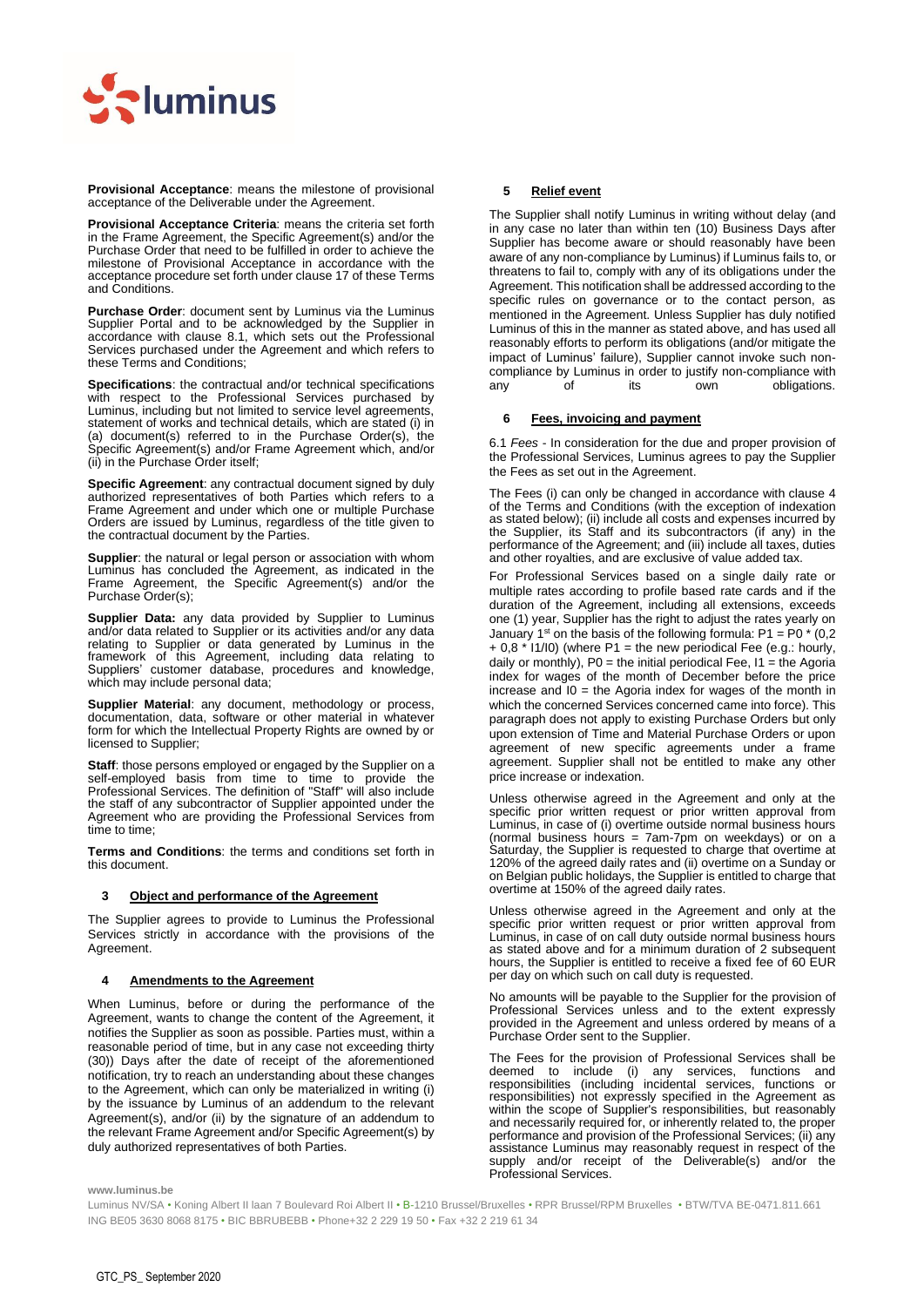**Provisional Acceptance**: means the milestone of provisional acceptance of the Deliverable under the Agreement.

**Provisional Acceptance Criteria**: means the criteria set forth in the Frame Agreement, the Specific Agreement(s) and/or the Purchase Order that need to be fulfilled in order to achieve the milestone of Provisional Acceptance in accordance with the acceptance procedure set forth under clause 17 of these Terms and Conditions.

**Purchase Order**: document sent by Luminus via the Luminus Supplier Portal and to be acknowledged by the Supplier in accordance with clause 8.1, which sets out the Professional Services purchased under the Agreement and which refers to these Terms and Conditions;

**Specifications**: the contractual and/or technical specifications with respect to the Professional Services purchased by Luminus, including but not limited to service level agreements, statement of works and technical details, which are stated (i) in (a) document(s) referred to in the Purchase Order(s), the Specific Agreement(s) and/or Frame Agreement which, and/or (ii) in the Purchase Order itself;

**Specific Agreement**: any contractual document signed by duly authorized representatives of both Parties which refers to a Frame Agreement and under which one or multiple Purchase Orders are issued by Luminus, regardless of the title given to the contractual document by the Parties.

**Supplier**: the natural or legal person or association with whom Luminus has concluded the Agreement, as indicated in the Frame Agreement, the Specific Agreement(s) and/or the Purchase Order(s);

**Supplier Data:** any data provided by Supplier to Luminus and/or data related to Supplier or its activities and/or any data relating to Supplier or data generated by Luminus in the framework of this Agreement, including data relating to Suppliers' customer database, procedures and knowledge, which may include personal data;

**Supplier Material**: any document, methodology or process, documentation, data, software or other material in whatever form for which the Intellectual Property Rights are owned by or licensed to Supplier;

**Staff**: those persons employed or engaged by the Supplier on a self-employed basis from time to time to provide the Professional Services. The definition of "Staff" will also include the staff of any subcontractor of Supplier appointed under the Agreement who are providing the Professional Services from time to time;

**Terms and Conditions**: the terms and conditions set forth in this document.

## 3 Object and performance of the Agreement

The Supplier agrees to provide to Luminus the Professional Services strictly in accordance with the provisions of the Agreement.

## 4 Amendments to the Agreement

When Luminus, before or during the performance of the Agreement, wants to change the content of the Agreement, it notifies the Supplier as soon as possible. Parties must, within a reasonable period of time, but in any case not exceeding thirty (30)) Days after the date of receipt of the aforementioned notification, try to reach an understanding about these changes to the Agreement, which can only be materialized in writing (i) by the issuance by Luminus of an addendum to the relevant Agreement(s), and/or (ii) by the signature of an addendum to the relevant Frame Agreement and/or Specific Agreement(s) by duly authorized representatives of both Parties.

## 5 Relief event

The Supplier shall notify Luminus in writing without delay (and in any case no later than within ten (10) Business Days after Supplier has become aware or should reasonably have been aware of any non-compliance by Luminus) if Luminus fails to, or threatens to fail to, comply with any of its obligations under the Agreement. This notification shall be addressed according to the specific rules on governance or to the contact person, as mentioned in the Agreement. Unless Supplier has duly notified Luminus of this in the manner as stated above, and has used all reasonably efforts to perform its obligations (and/or mitigate the impact of Luminus' failure), Supplier cannot invoke such non-compliance by Luminus in order to justify non-compliance with any of its own obligations.

## 6 Fees, invoicing and payment

6.1 *Fees* - In consideration for the due and proper provision of the Professional Services, Luminus agrees to pay the Supplier the Fees as set out in the Agreement.

The Fees (i) can only be changed in accordance with clause 4 of the Terms and Conditions (with the exception of indexation as stated below); (ii) include all costs and expenses incurred by the Supplier, its Staff and its subcontractors (if any) in the performance of the Agreement; and (iii) include all taxes, duties and other royalties, and are exclusive of value added tax.

For Professional Services based on a single daily rate or multiple rates according to profile based rate cards and if the duration of the Agreement, including all extensions, exceeds one (1) year, Supplier has the right to adjust the rates yearly on January 1st on the basis of the following formula: $P1 = P0 * (0,2 + 0,8 * I1/I0)$ (where P1 = the new periodical Fee (e.g.: hourly, daily or monthly), P0 = the initial periodical Fee, I1 = the Agoria index for wages of the month of December before the price increase and I0 = the Agoria index for wages of the month in which the concerned Services concerned came into force). This paragraph does not apply to existing Purchase Orders but only upon extension of Time and Material Purchase Orders or upon agreement of new specific agreements under a frame agreement. Supplier shall not be entitled to make any other price increase or indexation.

Unless otherwise agreed in the Agreement and only at the specific prior written request or prior written approval from Luminus, in case of (i) overtime outside normal business hours (normal business hours = 7am-7pm on weekdays) or on a Saturday, the Supplier is requested to charge that overtime at 120% of the agreed daily rates and (ii) overtime on a Sunday or on Belgian public holidays, the Supplier is entitled to charge that overtime at 150% of the agreed daily rates.

Unless otherwise agreed in the Agreement and only at the specific prior written request or prior written approval from Luminus, in case of on call duty outside normal business hours as stated above and for a minimum duration of 2 subsequent hours, the Supplier is entitled to receive a fixed fee of 60 EUR per day on which such on call duty is requested.

No amounts will be payable to the Supplier for the provision of Professional Services unless and to the extent expressly provided in the Agreement and unless ordered by means of a Purchase Order sent to the Supplier.

The Fees for the provision of Professional Services shall be deemed to include (i) any services, functions and responsibilities (including incidental services, functions or responsibilities) not expressly specified in the Agreement as within the scope of Supplier's responsibilities, but reasonably and necessarily required for, or inherently related to, the proper performance and provision of the Professional Services; (ii) any assistance Luminus may reasonably request in respect of the supply and/or receipt of the Deliverable(s) and/or the Professional Services.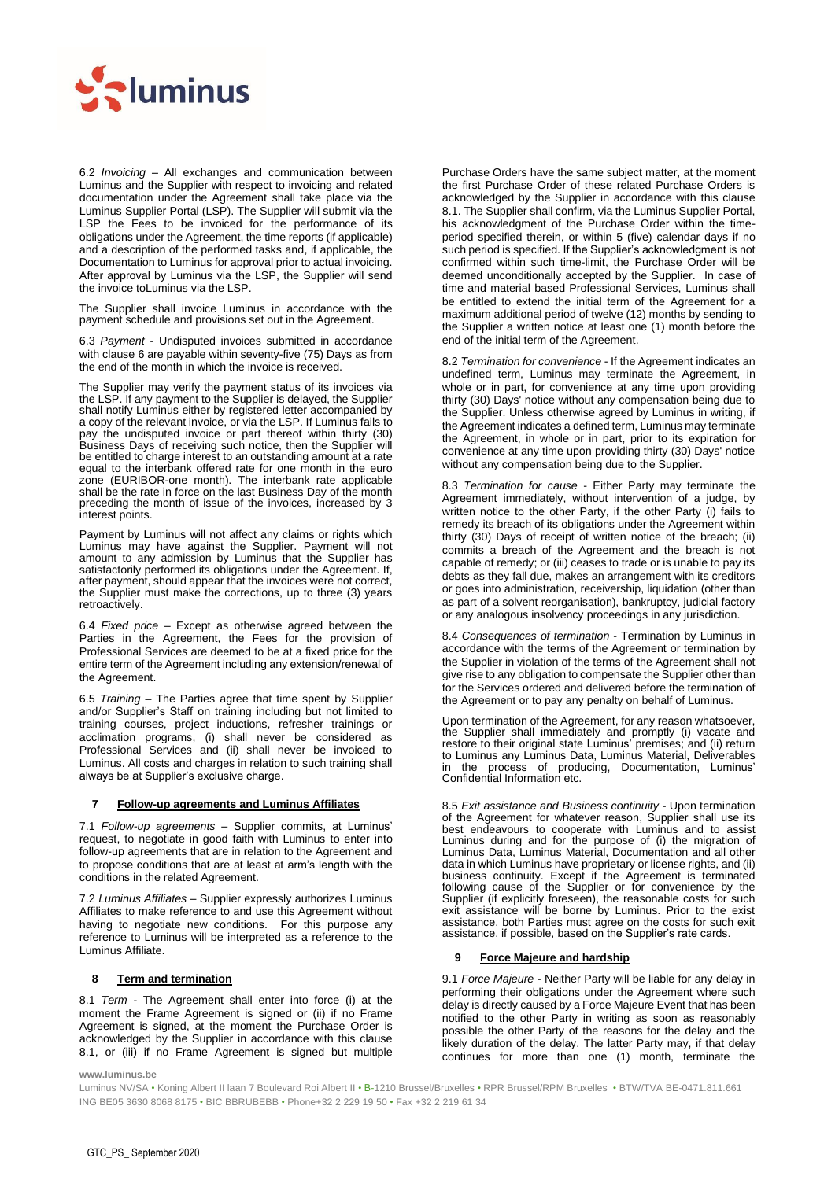6.2 *Invoicing* – All exchanges and communication between Luminus and the Supplier with respect to invoicing and related documentation under the Agreement shall take place via the Luminus Supplier Portal (LSP). The Supplier will submit via the LSP the Fees to be invoiced for the performance of its obligations under the Agreement, the time reports (if applicable) and a description of the performed tasks and, if applicable, the Documentation to Luminus for approval prior to actual invoicing. After approval by Luminus via the LSP, the Supplier will send the invoice toLuminus via the LSP.

The Supplier shall invoice Luminus in accordance with the payment schedule and provisions set out in the Agreement.

6.3 *Payment* - Undisputed invoices submitted in accordance with clause 6 are payable within seventy-five (75) Days as from the end of the month in which the invoice is received.

The Supplier may verify the payment status of its invoices via the LSP. If any payment to the Supplier is delayed, the Supplier shall notify Luminus either by registered letter accompanied by a copy of the relevant invoice, or via the LSP. If Luminus fails to pay the undisputed invoice or part thereof within thirty (30) Business Days of receiving such notice, then the Supplier will be entitled to charge interest to an outstanding amount at a rate equal to the interbank offered rate for one month in the euro zone (EURIBOR-one month). The interbank rate applicable shall be the rate in force on the last Business Day of the month preceding the month of issue of the invoices, increased by 3 interest points.

Payment by Luminus will not affect any claims or rights which Luminus may have against the Supplier. Payment will not amount to any admission by Luminus that the Supplier has satisfactorily performed its obligations under the Agreement. If, after payment, should appear that the invoices were not correct, the Supplier must make the corrections, up to three (3) years retroactively.

6.4 *Fixed price* – Except as otherwise agreed between the Parties in the Agreement, the Fees for the provision of Professional Services are deemed to be at a fixed price for the entire term of the Agreement including any extension/renewal of the Agreement.

6.5 *Training* – The Parties agree that time spent by Supplier and/or Supplier's Staff on training including but not limited to training courses, project inductions, refresher trainings or acclimation programs, (i) shall never be considered as Professional Services and (ii) shall never be invoiced to Luminus. All costs and charges in relation to such training shall always be at Supplier's exclusive charge.

## 7 Follow-up agreements and Luminus Affiliates

7.1 *Follow-up agreements* – Supplier commits, at Luminus' request, to negotiate in good faith with Luminus to enter into follow-up agreements that are in relation to the Agreement and to propose conditions that are at least at arm's length with the conditions in the related Agreement.

7.2 *Luminus Affiliates* – Supplier expressly authorizes Luminus Affiliates to make reference to and use this Agreement without having to negotiate new conditions. For this purpose any reference to Luminus will be interpreted as a reference to the Luminus Affiliate.

## 8 Term and termination

8.1 *Term* - The Agreement shall enter into force (i) at the moment the Frame Agreement is signed or (ii) if no Frame Agreement is signed, at the moment the Purchase Order is acknowledged by the Supplier in accordance with this clause 8.1, or (iii) if no Frame Agreement is signed but multiple Purchase Orders have the same subject matter, at the moment the first Purchase Order of these related Purchase Orders is acknowledged by the Supplier in accordance with this clause 8.1. The Supplier shall confirm, via the Luminus Supplier Portal, his acknowledgment of the Purchase Order within the time-period specified therein, or within 5 (five) calendar days if no such period is specified. If the Supplier's acknowledgment is not confirmed within such time-limit, the Purchase Order will be deemed unconditionally accepted by the Supplier. In case of time and material based Professional Services, Luminus shall be entitled to extend the initial term of the Agreement for a maximum additional period of twelve (12) months by sending to the Supplier a written notice at least one (1) month before the end of the initial term of the Agreement.

8.2 *Termination for convenience* - If the Agreement indicates an undefined term, Luminus may terminate the Agreement, in whole or in part, for convenience at any time upon providing thirty (30) Days' notice without any compensation being due to the Supplier. Unless otherwise agreed by Luminus in writing, if the Agreement indicates a defined term, Luminus may terminate the Agreement, in whole or in part, prior to its expiration for convenience at any time upon providing thirty (30) Days' notice without any compensation being due to the Supplier.

8.3 *Termination for cause* - Either Party may terminate the Agreement immediately, without intervention of a judge, by written notice to the other Party, if the other Party (i) fails to remedy its breach of its obligations under the Agreement within thirty (30) Days of receipt of written notice of the breach; (ii) commits a breach of the Agreement and the breach is not capable of remedy; or (iii) ceases to trade or is unable to pay its debts as they fall due, makes an arrangement with its creditors or goes into administration, receivership, liquidation (other than as part of a solvent reorganisation), bankruptcy, judicial factory or any analogous insolvency proceedings in any jurisdiction.

8.4 *Consequences of termination* - Termination by Luminus in accordance with the terms of the Agreement or termination by the Supplier in violation of the terms of the Agreement shall not give rise to any obligation to compensate the Supplier other than for the Services ordered and delivered before the termination of the Agreement or to pay any penalty on behalf of Luminus.

Upon termination of the Agreement, for any reason whatsoever, the Supplier shall immediately and promptly (i) vacate and restore to their original state Luminus' premises; and (ii) return to Luminus any Luminus Data, Luminus Material, Deliverables in the process of producing, Documentation, Luminus' Confidential Information etc.

8.5 *Exit assistance and Business continuity* - Upon termination of the Agreement for whatever reason, Supplier shall use its best endeavours to cooperate with Luminus and to assist Luminus during and for the purpose of (i) the migration of Luminus Data, Luminus Material, Documentation and all other data in which Luminus have proprietary or license rights, and (ii) business continuity. Except if the Agreement is terminated following cause of the Supplier or for convenience by the Supplier (if explicitly foreseen), the reasonable costs for such exit assistance will be borne by Luminus. Prior to the exist assistance, both Parties must agree on the costs for such exit assistance, if possible, based on the Supplier's rate cards.

## 9 Force Majeure and hardship

9.1 *Force Majeure* - Neither Party will be liable for any delay in performing their obligations under the Agreement where such delay is directly caused by a Force Majeure Event that has been notified to the other Party in writing as soon as reasonably possible the other Party of the reasons for the delay and the likely duration of the delay. The latter Party may, if that delay continues for more than one (1) month, terminate the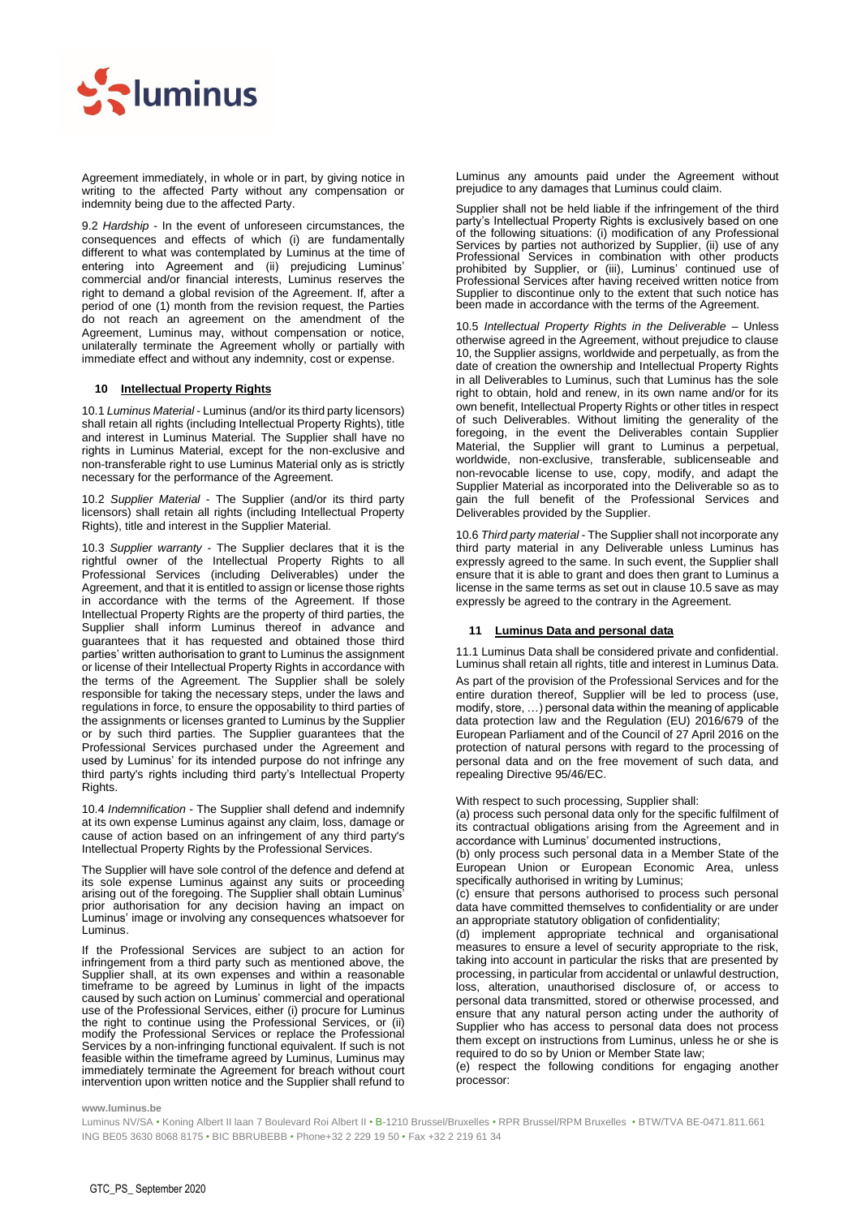Agreement immediately, in whole or in part, by giving notice in writing to the affected Party without any compensation or indemnity being due to the affected Party.

9.2 *Hardship* - In the event of unforeseen circumstances, the consequences and effects of which (i) are fundamentally different to what was contemplated by Luminus at the time of entering into Agreement and (ii) prejudicing Luminus' commercial and/or financial interests, Luminus reserves the right to demand a global revision of the Agreement. If, after a period of one (1) month from the revision request, the Parties do not reach an agreement on the amendment of the Agreement, Luminus may, without compensation or notice, unilaterally terminate the Agreement wholly or partially with immediate effect and without any indemnity, cost or expense.

## 10 Intellectual Property Rights

10.1 *Luminus Material* - Luminus (and/or its third party licensors) shall retain all rights (including Intellectual Property Rights), title and interest in Luminus Material. The Supplier shall have no rights in Luminus Material, except for the non-exclusive and non-transferable right to use Luminus Material only as is strictly necessary for the performance of the Agreement.

10.2 *Supplier Material* - The Supplier (and/or its third party licensors) shall retain all rights (including Intellectual Property Rights), title and interest in the Supplier Material.

10.3 *Supplier warranty* - The Supplier declares that it is the rightful owner of the Intellectual Property Rights to all Professional Services (including Deliverables) under the Agreement, and that it is entitled to assign or license those rights in accordance with the terms of the Agreement. If those Intellectual Property Rights are the property of third parties, the Supplier shall inform Luminus thereof in advance and guarantees that it has requested and obtained those third parties' written authorisation to grant to Luminus the assignment or license of their Intellectual Property Rights in accordance with the terms of the Agreement. The Supplier shall be solely responsible for taking the necessary steps, under the laws and regulations in force, to ensure the opposability to third parties of the assignments or licenses granted to Luminus by the Supplier or by such third parties. The Supplier guarantees that the Professional Services purchased under the Agreement and used by Luminus' for its intended purpose do not infringe any third party's rights including third party's Intellectual Property Rights.

10.4 *Indemnification* - The Supplier shall defend and indemnify at its own expense Luminus against any claim, loss, damage or cause of action based on an infringement of any third party's Intellectual Property Rights by the Professional Services.

The Supplier will have sole control of the defence and defend at its sole expense Luminus against any suits or proceeding arising out of the foregoing. The Supplier shall obtain Luminus' prior authorisation for any decision having an impact on Luminus' image or involving any consequences whatsoever for Luminus.

If the Professional Services are subject to an action for infringement from a third party such as mentioned above, the Supplier shall, at its own expenses and within a reasonable timeframe to be agreed by Luminus in light of the impacts caused by such action on Luminus' commercial and operational use of the Professional Services, either (i) procure for Luminus the right to continue using the Professional Services, or (ii) modify the Professional Services or replace the Professional Services by a non-infringing functional equivalent. If such is not feasible within the timeframe agreed by Luminus, Luminus may immediately terminate the Agreement for breach without court intervention upon written notice and the Supplier shall refund to Luminus any amounts paid under the Agreement without prejudice to any damages that Luminus could claim.

Supplier shall not be held liable if the infringement of the third party's Intellectual Property Rights is exclusively based on one of the following situations: (i) modification of any Professional Services by parties not authorized by Supplier, (ii) use of any Professional Services in combination with other products prohibited by Supplier, or (iii), Luminus' continued use of Professional Services after having received written notice from Supplier to discontinue only to the extent that such notice has been made in accordance with the terms of the Agreement.

10.5 *Intellectual Property Rights in the Deliverable* – Unless otherwise agreed in the Agreement, without prejudice to clause 10, the Supplier assigns, worldwide and perpetually, as from the date of creation the ownership and Intellectual Property Rights in all Deliverables to Luminus, such that Luminus has the sole right to obtain, hold and renew, in its own name and/or for its own benefit, Intellectual Property Rights or other titles in respect of such Deliverables. Without limiting the generality of the foregoing, in the event the Deliverables contain Supplier Material, the Supplier will grant to Luminus a perpetual, worldwide, non-exclusive, transferable, sublicenseable and non-revocable license to use, copy, modify, and adapt the Supplier Material as incorporated into the Deliverable so as to gain the full benefit of the Professional Services and Deliverables provided by the Supplier.

10.6 *Third party material* - The Supplier shall not incorporate any third party material in any Deliverable unless Luminus has expressly agreed to the same. In such event, the Supplier shall ensure that it is able to grant and does then grant to Luminus a license in the same terms as set out in clause 10.5 save as may expressly be agreed to the contrary in the Agreement.

## 11 Luminus Data and personal data

11.1 Luminus Data shall be considered private and confidential. Luminus shall retain all rights, title and interest in Luminus Data.

As part of the provision of the Professional Services and for the entire duration thereof, Supplier will be led to process (use, modify, store, …) personal data within the meaning of applicable data protection law and the Regulation (EU) 2016/679 of the European Parliament and of the Council of 27 April 2016 on the protection of natural persons with regard to the processing of personal data and on the free movement of such data, and repealing Directive 95/46/EC.

With respect to such processing, Supplier shall:

(a) process such personal data only for the specific fulfilment of its contractual obligations arising from the Agreement and in accordance with Luminus' documented instructions,

(b) only process such personal data in a Member State of the European Union or European Economic Area, unless specifically authorised in writing by Luminus;

(c) ensure that persons authorised to process such personal data have committed themselves to confidentiality or are under an appropriate statutory obligation of confidentiality;

(d) implement appropriate technical and organisational measures to ensure a level of security appropriate to the risk, taking into account in particular the risks that are presented by processing, in particular from accidental or unlawful destruction, loss, alteration, unauthorised disclosure of, or access to personal data transmitted, stored or otherwise processed, and ensure that any natural person acting under the authority of Supplier who has access to personal data does not process them except on instructions from Luminus, unless he or she is required to do so by Union or Member State law;

(e) respect the following conditions for engaging another processor: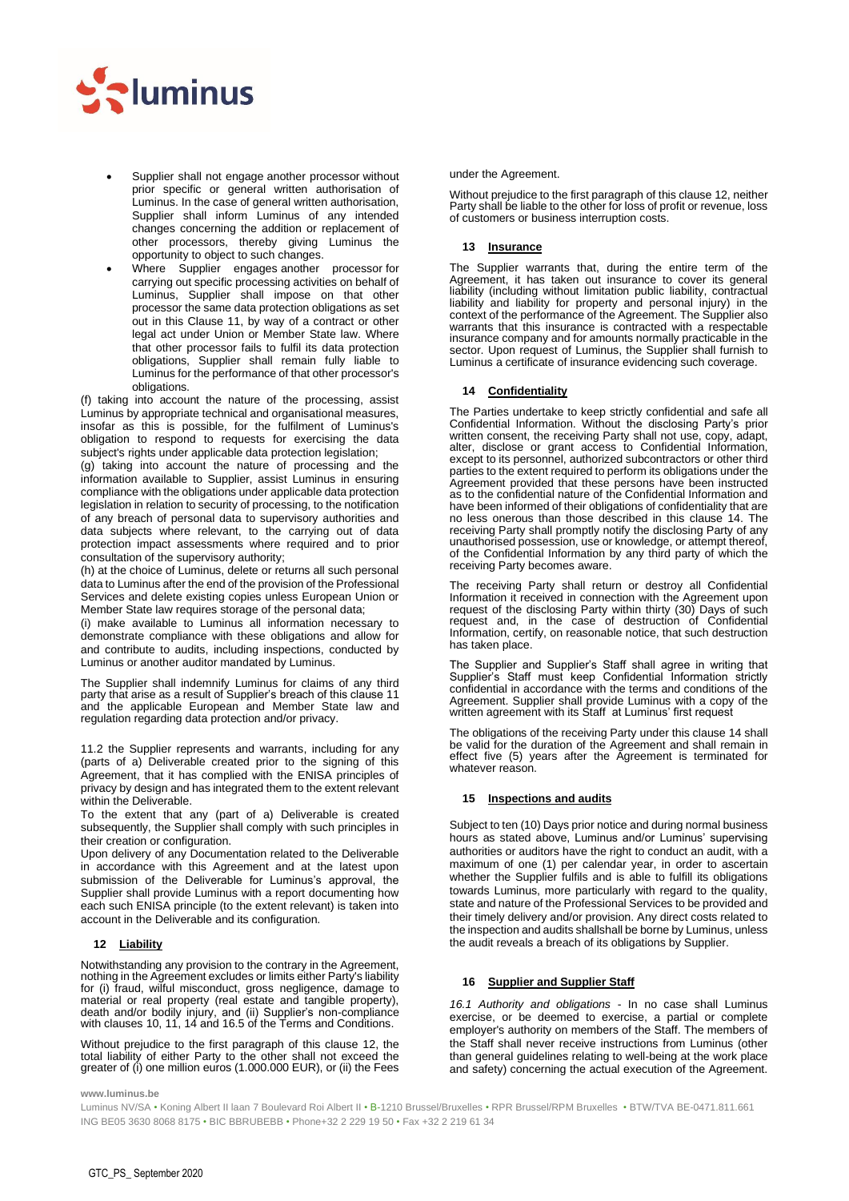- Supplier shall not engage another processor without prior specific or general written authorisation of Luminus. In the case of general written authorisation, Supplier shall inform Luminus of any intended changes concerning the addition or replacement of other processors, thereby giving Luminus the opportunity to object to such changes.
- Where Supplier engages another processor for carrying out specific processing activities on behalf of Luminus, Supplier shall impose on that other processor the same data protection obligations as set out in this Clause 11, by way of a contract or other legal act under Union or Member State law. Where that other processor fails to fulfil its data protection obligations, Supplier shall remain fully liable to Luminus for the performance of that other processor's obligations.

(f) taking into account the nature of the processing, assist Luminus by appropriate technical and organisational measures, insofar as this is possible, for the fulfilment of Luminus's obligation to respond to requests for exercising the data subject's rights under applicable data protection legislation;

(g) taking into account the nature of processing and the information available to Supplier, assist Luminus in ensuring compliance with the obligations under applicable data protection legislation in relation to security of processing, to the notification of any breach of personal data to supervisory authorities and data subjects where relevant, to the carrying out of data protection impact assessments where required and to prior consultation of the supervisory authority;

(h) at the choice of Luminus, delete or returns all such personal data to Luminus after the end of the provision of the Professional Services and delete existing copies unless European Union or Member State law requires storage of the personal data;

(i) make available to Luminus all information necessary to demonstrate compliance with these obligations and allow for and contribute to audits, including inspections, conducted by Luminus or another auditor mandated by Luminus.

The Supplier shall indemnify Luminus for claims of any third party that arise as a result of Supplier's breach of this clause 11 and the applicable European and Member State law and regulation regarding data protection and/or privacy.

11.2 the Supplier represents and warrants, including for any (parts of a) Deliverable created prior to the signing of this Agreement, that it has complied with the ENISA principles of privacy by design and has integrated them to the extent relevant within the Deliverable.

To the extent that any (part of a) Deliverable is created subsequently, the Supplier shall comply with such principles in their creation or configuration.

Upon delivery of any Documentation related to the Deliverable in accordance with this Agreement and at the latest upon submission of the Deliverable for Luminus's approval, the Supplier shall provide Luminus with a report documenting how each such ENISA principle (to the extent relevant) is taken into account in the Deliverable and its configuration.

## 12 Liability

Notwithstanding any provision to the contrary in the Agreement, nothing in the Agreement excludes or limits either Party's liability for (i) fraud, wilful misconduct, gross negligence, damage to material or real property (real estate and tangible property), death and/or bodily injury, and (ii) Supplier's non-compliance with clauses 10, 11, 14 and 16.5 of the Terms and Conditions.

Without prejudice to the first paragraph of this clause 12, the total liability of either Party to the other shall not exceed the greater of (i) one million euros (1.000.000 EUR), or (ii) the Fees under the Agreement.

Without prejudice to the first paragraph of this clause 12, neither Party shall be liable to the other for loss of profit or revenue, loss of customers or business interruption costs.

## 13 Insurance

The Supplier warrants that, during the entire term of the Agreement, it has taken out insurance to cover its general liability (including without limitation public liability, contractual liability and liability for property and personal injury) in the context of the performance of the Agreement. The Supplier also warrants that this insurance is contracted with a respectable insurance company and for amounts normally practicable in the sector. Upon request of Luminus, the Supplier shall furnish to Luminus a certificate of insurance evidencing such coverage.

## 14 Confidentiality

The Parties undertake to keep strictly confidential and safe all Confidential Information. Without the disclosing Party's prior written consent, the receiving Party shall not use, copy, adapt, alter, disclose or grant access to Confidential Information, except to its personnel, authorized subcontractors or other third parties to the extent required to perform its obligations under the Agreement provided that these persons have been instructed as to the confidential nature of the Confidential Information and have been informed of their obligations of confidentiality that are no less onerous than those described in this clause 14. The receiving Party shall promptly notify the disclosing Party of any unauthorised possession, use or knowledge, or attempt thereof, of the Confidential Information by any third party of which the receiving Party becomes aware.

The receiving Party shall return or destroy all Confidential Information it received in connection with the Agreement upon request of the disclosing Party within thirty (30) Days of such request and, in the case of destruction of Confidential Information, certify, on reasonable notice, that such destruction has taken place.

The Supplier and Supplier's Staff shall agree in writing that Supplier's Staff must keep Confidential Information strictly confidential in accordance with the terms and conditions of the Agreement. Supplier shall provide Luminus with a copy of the written agreement with its Staff at Luminus' first request

The obligations of the receiving Party under this clause 14 shall be valid for the duration of the Agreement and shall remain in effect five (5) years after the Agreement is terminated for whatever reason.

## 15 Inspections and audits

Subject to ten (10) Days prior notice and during normal business hours as stated above, Luminus and/or Luminus' supervising authorities or auditors have the right to conduct an audit, with a maximum of one (1) per calendar year, in order to ascertain whether the Supplier fulfils and is able to fulfill its obligations towards Luminus, more particularly with regard to the quality, state and nature of the Professional Services to be provided and their timely delivery and/or provision. Any direct costs related to the inspection and audits shallshall be borne by Luminus, unless the audit reveals a breach of its obligations by Supplier.

## 16 Supplier and Supplier Staff

*16.1 Authority and obligations* - In no case shall Luminus exercise, or be deemed to exercise, a partial or complete employer's authority on members of the Staff. The members of the Staff shall never receive instructions from Luminus (other than general guidelines relating to well-being at the work place and safety) concerning the actual execution of the Agreement.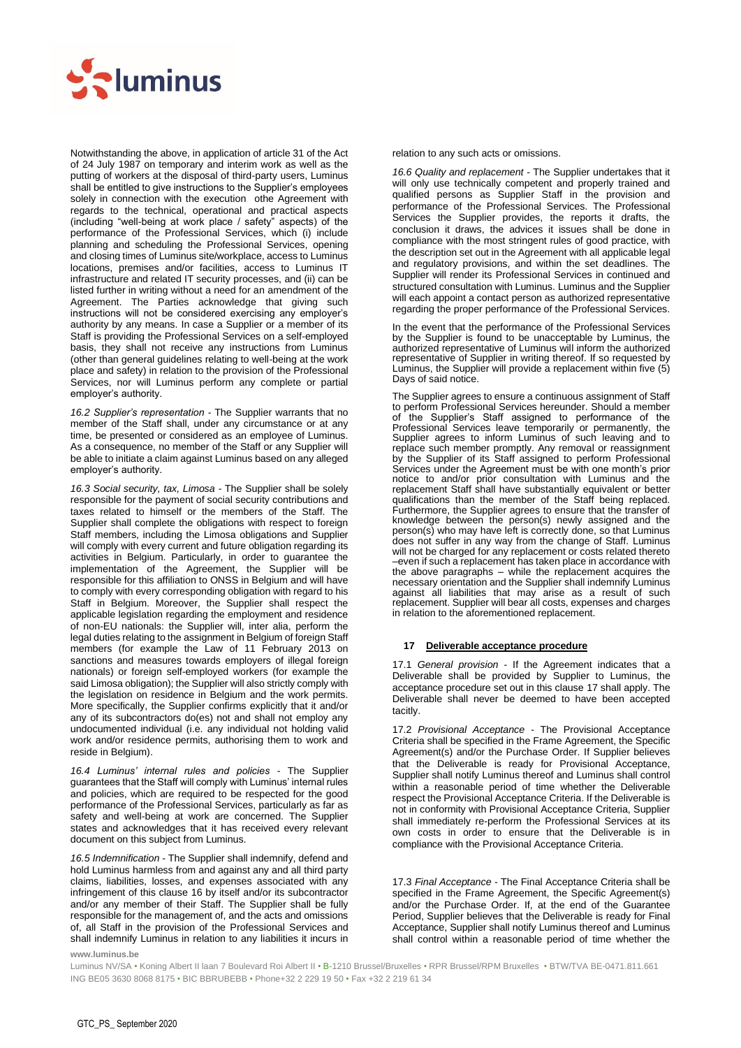Notwithstanding the above, in application of article 31 of the Act of 24 July 1987 on temporary and interim work as well as the putting of workers at the disposal of third-party users, Luminus shall be entitled to give instructions to the Supplier's employees solely in connection with the execution othe Agreement with regards to the technical, operational and practical aspects (including "well-being at work place / safety" aspects) of the performance of the Professional Services, which (i) include planning and scheduling the Professional Services, opening and closing times of Luminus site/workplace, access to Luminus locations, premises and/or facilities, access to Luminus IT infrastructure and related IT security processes, and (ii) can be listed further in writing without a need for an amendment of the Agreement. The Parties acknowledge that giving such instructions will not be considered exercising any employer's authority by any means. In case a Supplier or a member of its Staff is providing the Professional Services on a self-employed basis, they shall not receive any instructions from Luminus (other than general guidelines relating to well-being at the work place and safety) in relation to the provision of the Professional Services, nor will Luminus perform any complete or partial employer's authority.

*16.2 Supplier's representation* - The Supplier warrants that no member of the Staff shall, under any circumstance or at any time, be presented or considered as an employee of Luminus. As a consequence, no member of the Staff or any Supplier will be able to initiate a claim against Luminus based on any alleged employer's authority.

*16.3 Social security, tax, Limosa* - The Supplier shall be solely responsible for the payment of social security contributions and taxes related to himself or the members of the Staff. The Supplier shall complete the obligations with respect to foreign Staff members, including the Limosa obligations and Supplier will comply with every current and future obligation regarding its activities in Belgium. Particularly, in order to guarantee the implementation of the Agreement, the Supplier will be responsible for this affiliation to ONSS in Belgium and will have to comply with every corresponding obligation with regard to his Staff in Belgium. Moreover, the Supplier shall respect the applicable legislation regarding the employment and residence of non-EU nationals: the Supplier will, inter alia, perform the legal duties relating to the assignment in Belgium of foreign Staff members (for example the Law of 11 February 2013 on sanctions and measures towards employers of illegal foreign nationals) or foreign self-employed workers (for example the said Limosa obligation); the Supplier will also strictly comply with the legislation on residence in Belgium and the work permits. More specifically, the Supplier confirms explicitly that it and/or any of its subcontractors do(es) not and shall not employ any undocumented individual (i.e. any individual not holding valid work and/or residence permits, authorising them to work and reside in Belgium).

*16.4 Luminus' internal rules and policies* - The Supplier guarantees that the Staff will comply with Luminus' internal rules and policies, which are required to be respected for the good performance of the Professional Services, particularly as far as safety and well-being at work are concerned. The Supplier states and acknowledges that it has received every relevant document on this subject from Luminus.

*16.5 Indemnification* - The Supplier shall indemnify, defend and hold Luminus harmless from and against any and all third party claims, liabilities, losses, and expenses associated with any infringement of this clause 16 by itself and/or its subcontractor and/or any member of their Staff. The Supplier shall be fully responsible for the management of, and the acts and omissions of, all Staff in the provision of the Professional Services and shall indemnify Luminus in relation to any liabilities it incurs in relation to any such acts or omissions.

*16.6 Quality and replacement* - The Supplier undertakes that it will only use technically competent and properly trained and qualified persons as Supplier Staff in the provision and performance of the Professional Services. The Professional Services the Supplier provides, the reports it drafts, the conclusion it draws, the advices it issues shall be done in compliance with the most stringent rules of good practice, with the description set out in the Agreement with all applicable legal and regulatory provisions, and within the set deadlines. The Supplier will render its Professional Services in continued and structured consultation with Luminus. Luminus and the Supplier will each appoint a contact person as authorized representative regarding the proper performance of the Professional Services.

In the event that the performance of the Professional Services by the Supplier is found to be unacceptable by Luminus, the authorized representative of Luminus will inform the authorized representative of Supplier in writing thereof. If so requested by Luminus, the Supplier will provide a replacement within five (5) Days of said notice.

The Supplier agrees to ensure a continuous assignment of Staff to perform Professional Services hereunder. Should a member of the Supplier's Staff assigned to performance of the Professional Services leave temporarily or permanently, the Supplier agrees to inform Luminus of such leaving and to replace such member promptly. Any removal or reassignment by the Supplier of its Staff assigned to perform Professional Services under the Agreement must be with one month's prior notice to and/or prior consultation with Luminus and the replacement Staff shall have substantially equivalent or better qualifications than the member of the Staff being replaced. Furthermore, the Supplier agrees to ensure that the transfer of knowledge between the person(s) newly assigned and the person(s) who may have left is correctly done, so that Luminus does not suffer in any way from the change of Staff. Luminus will not be charged for any replacement or costs related thereto –even if such a replacement has taken place in accordance with the above paragraphs – while the replacement acquires the necessary orientation and the Supplier shall indemnify Luminus against all liabilities that may arise as a result of such replacement. Supplier will bear all costs, expenses and charges in relation to the aforementioned replacement.

## 17 Deliverable acceptance procedure

17.1 *General provision* - If the Agreement indicates that a Deliverable shall be provided by Supplier to Luminus, the acceptance procedure set out in this clause 17 shall apply. The Deliverable shall never be deemed to have been accepted tacitly.

17.2 *Provisional Acceptance* - The Provisional Acceptance Criteria shall be specified in the Frame Agreement, the Specific Agreement(s) and/or the Purchase Order. If Supplier believes that the Deliverable is ready for Provisional Acceptance, Supplier shall notify Luminus thereof and Luminus shall control within a reasonable period of time whether the Deliverable respect the Provisional Acceptance Criteria. If the Deliverable is not in conformity with Provisional Acceptance Criteria, Supplier shall immediately re-perform the Professional Services at its own costs in order to ensure that the Deliverable is in compliance with the Provisional Acceptance Criteria.

17.3 *Final Acceptance* - The Final Acceptance Criteria shall be specified in the Frame Agreement, the Specific Agreement(s) and/or the Purchase Order. If, at the end of the Guarantee Period, Supplier believes that the Deliverable is ready for Final Acceptance, Supplier shall notify Luminus thereof and Luminus shall control within a reasonable period of time whether the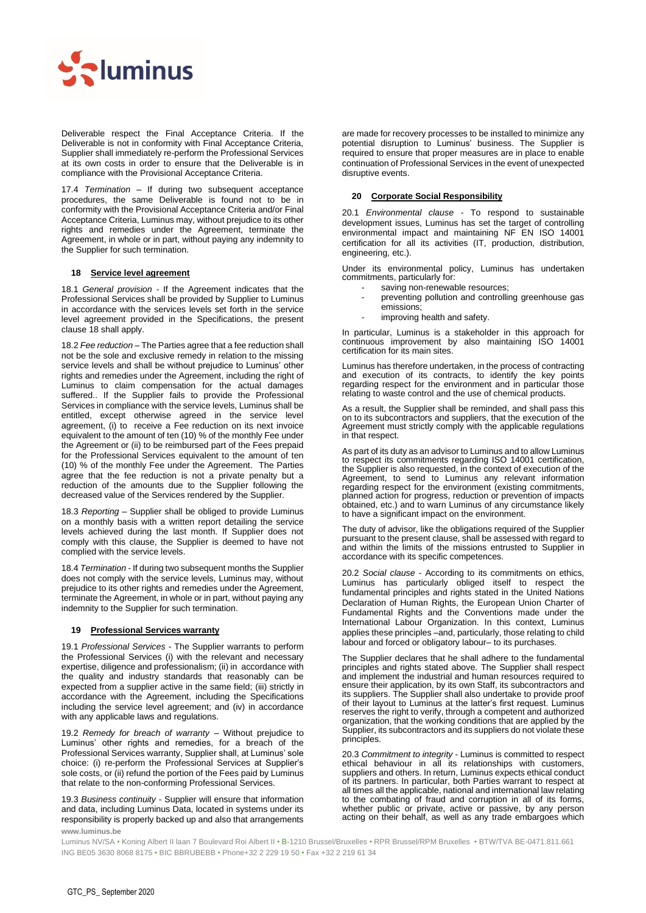Deliverable respect the Final Acceptance Criteria. If the Deliverable is not in conformity with Final Acceptance Criteria, Supplier shall immediately re-perform the Professional Services at its own costs in order to ensure that the Deliverable is in compliance with the Provisional Acceptance Criteria.

17.4 *Termination* – If during two subsequent acceptance procedures, the same Deliverable is found not to be in conformity with the Provisional Acceptance Criteria and/or Final Acceptance Criteria, Luminus may, without prejudice to its other rights and remedies under the Agreement, terminate the Agreement, in whole or in part, without paying any indemnity to the Supplier for such termination.

## 18 Service level agreement

18.1 *General provision* - If the Agreement indicates that the Professional Services shall be provided by Supplier to Luminus in accordance with the services levels set forth in the service level agreement provided in the Specifications, the present clause 18 shall apply.

18.2 *Fee reduction* – The Parties agree that a fee reduction shall not be the sole and exclusive remedy in relation to the missing service levels and shall be without prejudice to Luminus' other rights and remedies under the Agreement, including the right of Luminus to claim compensation for the actual damages suffered.. If the Supplier fails to provide the Professional Services in compliance with the service levels, Luminus shall be entitled, except otherwise agreed in the service level agreement, (i) to receive a Fee reduction on its next invoice equivalent to the amount of ten (10) % of the monthly Fee under the Agreement or (ii) to be reimbursed part of the Fees prepaid for the Professional Services equivalent to the amount of ten (10) % of the monthly Fee under the Agreement. The Parties agree that the fee reduction is not a private penalty but a reduction of the amounts due to the Supplier following the decreased value of the Services rendered by the Supplier.

18.3 *Reporting* – Supplier shall be obliged to provide Luminus on a monthly basis with a written report detailing the service levels achieved during the last month. If Supplier does not comply with this clause, the Supplier is deemed to have not complied with the service levels.

18.4 *Termination* - If during two subsequent months the Supplier does not comply with the service levels, Luminus may, without prejudice to its other rights and remedies under the Agreement, terminate the Agreement, in whole or in part, without paying any indemnity to the Supplier for such termination.

## 19 Professional Services warranty

19.1 *Professional Services* - The Supplier warrants to perform the Professional Services (i) with the relevant and necessary expertise, diligence and professionalism; (ii) in accordance with the quality and industry standards that reasonably can be expected from a supplier active in the same field; (iii) strictly in accordance with the Agreement, including the Specifications including the service level agreement; and (iv) in accordance with any applicable laws and regulations.

19.2 *Remedy for breach of warranty* – Without prejudice to Luminus' other rights and remedies, for a breach of the Professional Services warranty, Supplier shall, at Luminus' sole choice: (i) re-perform the Professional Services at Supplier's sole costs, or (ii) refund the portion of the Fees paid by Luminus that relate to the non-conforming Professional Services.

19.3 *Business continuity* - Supplier will ensure that information and data, including Luminus Data, located in systems under its responsibility is properly backed up and also that arrangements are made for recovery processes to be installed to minimize any potential disruption to Luminus' business. The Supplier is required to ensure that proper measures are in place to enable continuation of Professional Services in the event of unexpected disruptive events.

## 20 Corporate Social Responsibility

20.1 *Environmental clause* - To respond to sustainable development issues, Luminus has set the target of controlling environmental impact and maintaining NF EN ISO 14001 certification for all its activities (IT, production, distribution, engineering, etc.).

Under its environmental policy, Luminus has undertaken commitments, particularly for:

- saving non-renewable resources;
- preventing pollution and controlling greenhouse gas emissions;
- improving health and safety.

In particular, Luminus is a stakeholder in this approach for continuous improvement by also maintaining ISO 14001 certification for its main sites.

Luminus has therefore undertaken, in the process of contracting and execution of its contracts, to identify the key points regarding respect for the environment and in particular those relating to waste control and the use of chemical products.

As a result, the Supplier shall be reminded, and shall pass this on to its subcontractors and suppliers, that the execution of the Agreement must strictly comply with the applicable regulations in that respect.

As part of its duty as an advisor to Luminus and to allow Luminus to respect its commitments regarding ISO 14001 certification, the Supplier is also requested, in the context of execution of the Agreement, to send to Luminus any relevant information regarding respect for the environment (existing commitments, planned action for progress, reduction or prevention of impacts obtained, etc.) and to warn Luminus of any circumstance likely to have a significant impact on the environment.

The duty of advisor, like the obligations required of the Supplier pursuant to the present clause, shall be assessed with regard to and within the limits of the missions entrusted to Supplier in accordance with its specific competences.

20.2 *Social clause* - According to its commitments on ethics, Luminus has particularly obliged itself to respect the fundamental principles and rights stated in the United Nations Declaration of Human Rights, the European Union Charter of Fundamental Rights and the Conventions made under the International Labour Organization. In this context, Luminus applies these principles –and, particularly, those relating to child labour and forced or obligatory labour– to its purchases.

The Supplier declares that he shall adhere to the fundamental principles and rights stated above. The Supplier shall respect and implement the industrial and human resources required to ensure their application, by its own Staff, its subcontractors and its suppliers. The Supplier shall also undertake to provide proof of their layout to Luminus at the latter's first request. Luminus reserves the right to verify, through a competent and authorized organization, that the working conditions that are applied by the Supplier, its subcontractors and its suppliers do not violate these principles.

20.3 *Commitment to integrity* - Luminus is committed to respect ethical behaviour in all its relationships with customers, suppliers and others. In return, Luminus expects ethical conduct of its partners. In particular, both Parties warrant to respect at all times all the applicable, national and international law relating to the combating of fraud and corruption in all of its forms, whether public or private, active or passive, by any person acting on their behalf, as well as any trade embargoes which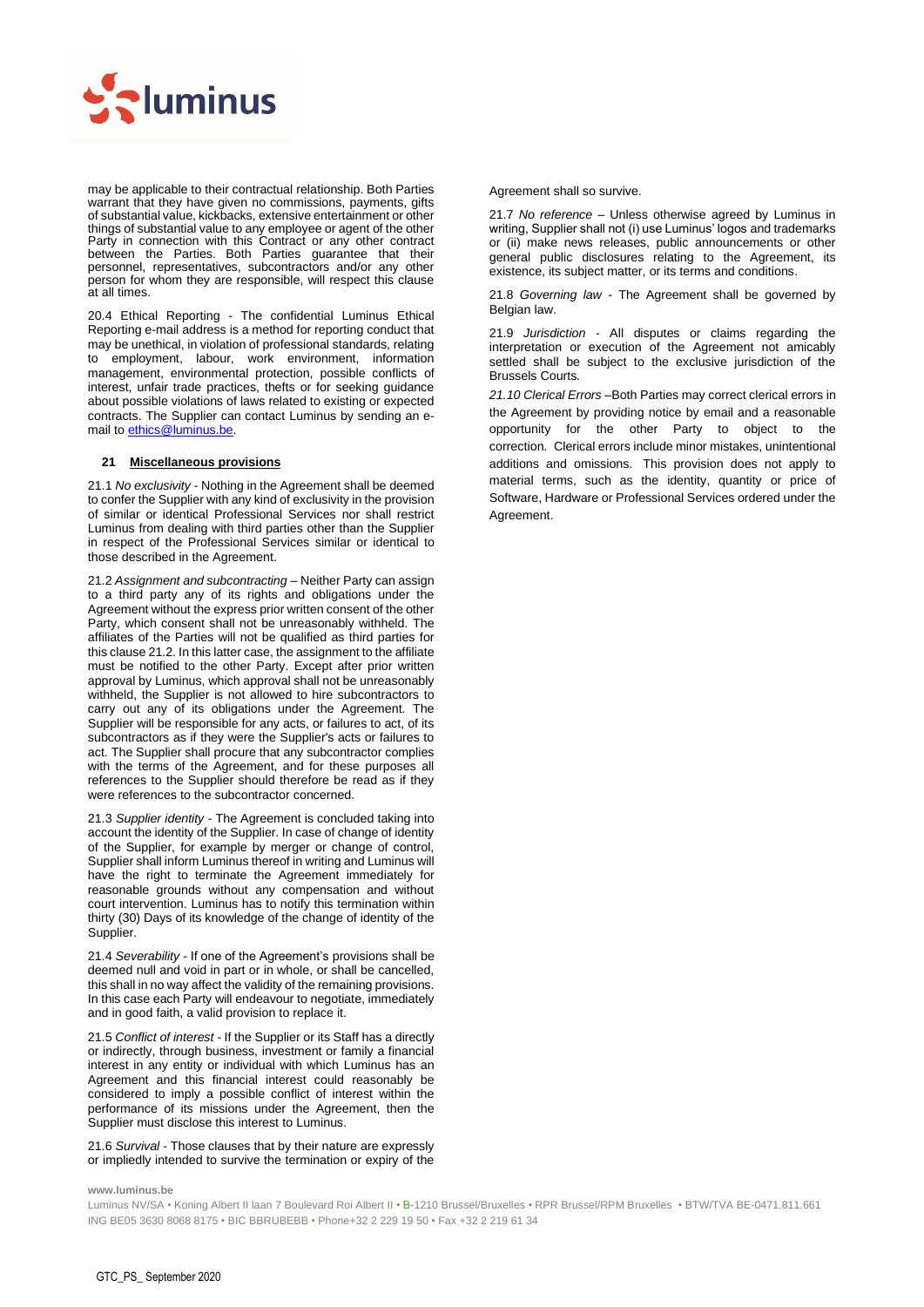may be applicable to their contractual relationship. Both Parties warrant that they have given no commissions, payments, gifts of substantial value, kickbacks, extensive entertainment or other things of substantial value to any employee or agent of the other Party in connection with this Contract or any other contract between the Parties. Both Parties guarantee that their personnel, representatives, subcontractors and/or any other person for whom they are responsible, will respect this clause at all times.

20.4 Ethical Reporting - The confidential Luminus Ethical Reporting e-mail address is a method for reporting conduct that may be unethical, in violation of professional standards, relating to employment, labour, work environment, information management, environmental protection, possible conflicts of interest, unfair trade practices, thefts or for seeking guidance about possible violations of laws related to existing or expected contracts. The Supplier can contact Luminus by sending an e-mail to ethics@luminus.be.

## 21 Miscellaneous provisions

21.1 *No exclusivity* - Nothing in the Agreement shall be deemed to confer the Supplier with any kind of exclusivity in the provision of similar or identical Professional Services nor shall restrict Luminus from dealing with third parties other than the Supplier in respect of the Professional Services similar or identical to those described in the Agreement.

21.2 *Assignment and subcontracting* – Neither Party can assign to a third party any of its rights and obligations under the Agreement without the express prior written consent of the other Party, which consent shall not be unreasonably withheld. The affiliates of the Parties will not be qualified as third parties for this clause 21.2. In this latter case, the assignment to the affiliate must be notified to the other Party. Except after prior written approval by Luminus, which approval shall not be unreasonably withheld, the Supplier is not allowed to hire subcontractors to carry out any of its obligations under the Agreement. The Supplier will be responsible for any acts, or failures to act, of its subcontractors as if they were the Supplier's acts or failures to act. The Supplier shall procure that any subcontractor complies with the terms of the Agreement, and for these purposes all references to the Supplier should therefore be read as if they were references to the subcontractor concerned.

21.3 *Supplier identity* - The Agreement is concluded taking into account the identity of the Supplier. In case of change of identity of the Supplier, for example by merger or change of control, Supplier shall inform Luminus thereof in writing and Luminus will have the right to terminate the Agreement immediately for reasonable grounds without any compensation and without court intervention. Luminus has to notify this termination within thirty (30) Days of its knowledge of the change of identity of the Supplier.

21.4 *Severability* - If one of the Agreement's provisions shall be deemed null and void in part or in whole, or shall be cancelled, this shall in no way affect the validity of the remaining provisions. In this case each Party will endeavour to negotiate, immediately and in good faith, a valid provision to replace it.

21.5 *Conflict of interest* - If the Supplier or its Staff has a directly or indirectly, through business, investment or family a financial interest in any entity or individual with which Luminus has an Agreement and this financial interest could reasonably be considered to imply a possible conflict of interest within the performance of its missions under the Agreement, then the Supplier must disclose this interest to Luminus.

21.6 *Survival* - Those clauses that by their nature are expressly or impliedly intended to survive the termination or expiry of the Agreement shall so survive.

21.7 *No reference* – Unless otherwise agreed by Luminus in writing, Supplier shall not (i) use Luminus' logos and trademarks or (ii) make news releases, public announcements or other general public disclosures relating to the Agreement, its existence, its subject matter, or its terms and conditions.

21.8 *Governing law* - The Agreement shall be governed by Belgian law.

21.9 *Jurisdiction* - All disputes or claims regarding the interpretation or execution of the Agreement not amicably settled shall be subject to the exclusive jurisdiction of the Brussels Courts.

*21.10 Clerical Errors* –Both Parties may correct clerical errors in the Agreement by providing notice by email and a reasonable opportunity for the other Party to object to the correction. Clerical errors include minor mistakes, unintentional additions and omissions. This provision does not apply to material terms, such as the identity, quantity or price of Software, Hardware or Professional Services ordered under the Agreement.